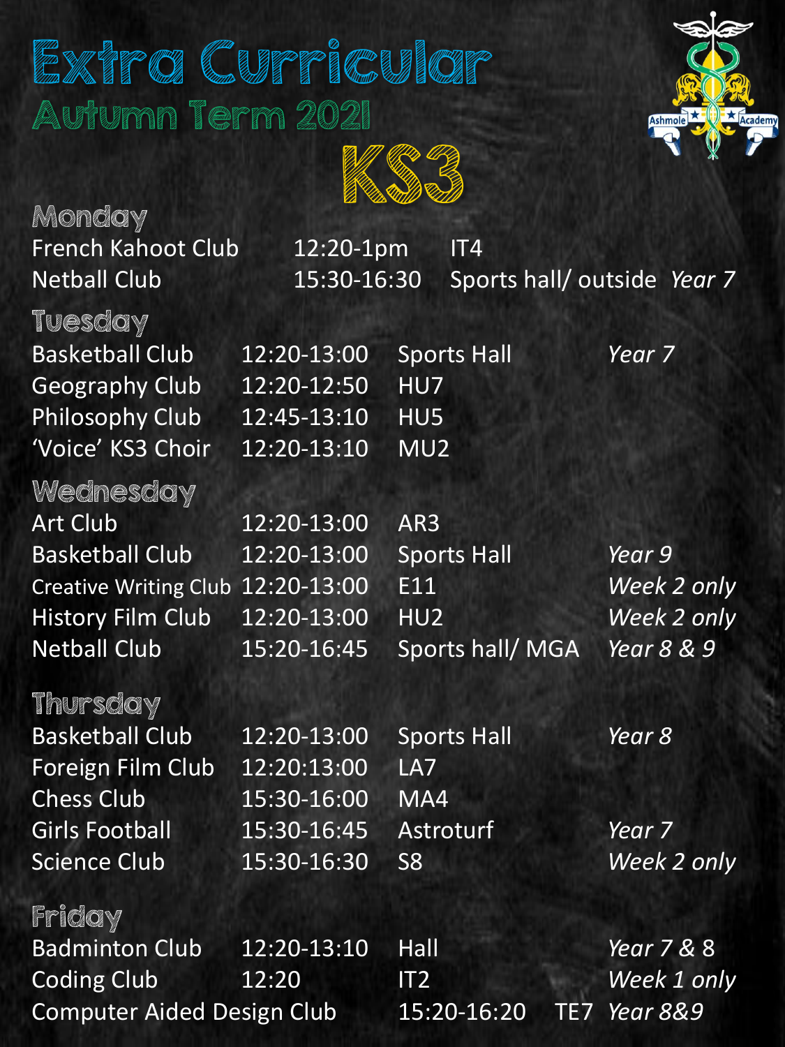# Extra Curricular

## Autumn Term 2021

# KS3

### Monday

| Club | Time | Location | Notes |
|---|---|---|---|
| French Kahoot Club | 12:20-1pm | IT4 | |
| Netball Club | 15:30-16:30 | Sports hall/ outside | *Year 7* |

### Tuesday

| Club | Time | Location | Notes |
|---|---|---|---|
| Basketball Club | 12:20-13:00 | Sports Hall | *Year 7* |
| Geography Club | 12:20-12:50 | HU7 | |
| Philosophy Club | 12:45-13:10 | HU5 | |
| 'Voice' KS3 Choir | 12:20-13:10 | MU2 | |

### Wednesday

| Club | Time | Location | Notes |
|---|---|---|---|
| Art Club | 12:20-13:00 | AR3 | |
| Basketball Club | 12:20-13:00 | Sports Hall | *Year 9* |
| Creative Writing Club | 12:20-13:00 | E11 | *Week 2 only* |
| History Film Club | 12:20-13:00 | HU2 | *Week 2 only* |
| Netball Club | 15:20-16:45 | Sports hall/ MGA | *Year 8 & 9* |

### Thursday

| Club | Time | Location | Notes |
|---|---|---|---|
| Basketball Club | 12:20-13:00 | Sports Hall | *Year 8* |
| Foreign Film Club | 12:20:13:00 | LA7 | |
| Chess Club | 15:30-16:00 | MA4 | |
| Girls Football | 15:30-16:45 | Astroturf | *Year 7* |
| Science Club | 15:30-16:30 | S8 | *Week 2 only* |

### Friday

| Club | Time | Location | Notes |
|---|---|---|---|
| Badminton Club | 12:20-13:10 | Hall | *Year 7 & 8* |
| Coding Club | 12:20 | IT2 | *Week 1 only* |
| Computer Aided Design Club | 15:20-16:20 | TE7 | *Year 8&9* |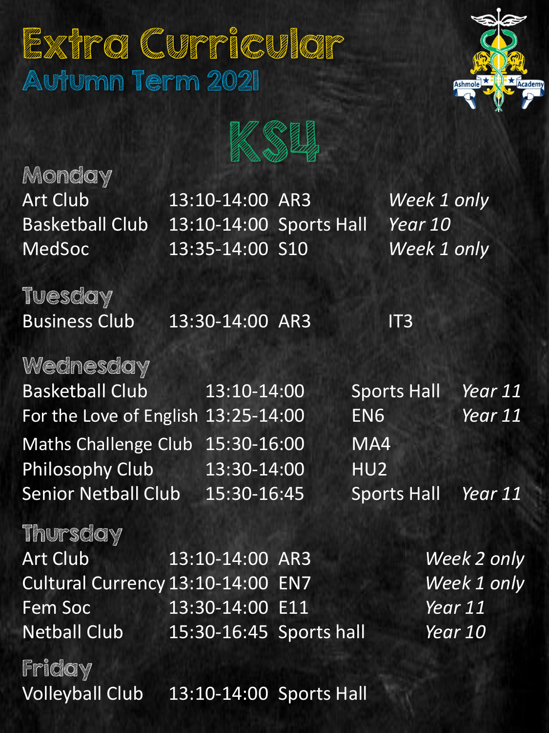# Extra Curricular

## Autumn Term 2021

## KS4

### Monday

| Club | Time | Room | Notes |
|---|---|---|---|
| Art Club | 13:10-14:00 | AR3 | *Week 1 only* |
| Basketball Club | 13:10-14:00 | Sports Hall | *Year 10* |
| MedSoc | 13:35-14:00 | S10 | *Week 1 only* |

### Tuesday

| Club | Time | Room | Notes |
|---|---|---|---|
| Business Club | 13:30-14:00 | AR3 | IT3 |

### Wednesday

| Club | Time | Room | Notes |
|---|---|---|---|
| Basketball Club | 13:10-14:00 | Sports Hall | *Year 11* |
| For the Love of English | 13:25-14:00 | EN6 | *Year 11* |
| Maths Challenge Club | 15:30-16:00 | MA4 | |
| Philosophy Club | 13:30-14:00 | HU2 | |
| Senior Netball Club | 15:30-16:45 | Sports Hall | *Year 11* |

### Thursday

| Club | Time | Room | Notes |
|---|---|---|---|
| Art Club | 13:10-14:00 | AR3 | *Week 2 only* |
| Cultural Currency | 13:10-14:00 | EN7 | *Week 1 only* |
| Fem Soc | 13:30-14:00 | E11 | *Year 11* |
| Netball Club | 15:30-16:45 | Sports hall | *Year 10* |

### Friday

| Club | Time | Room | Notes |
|---|---|---|---|
| Volleyball Club | 13:10-14:00 | Sports Hall | |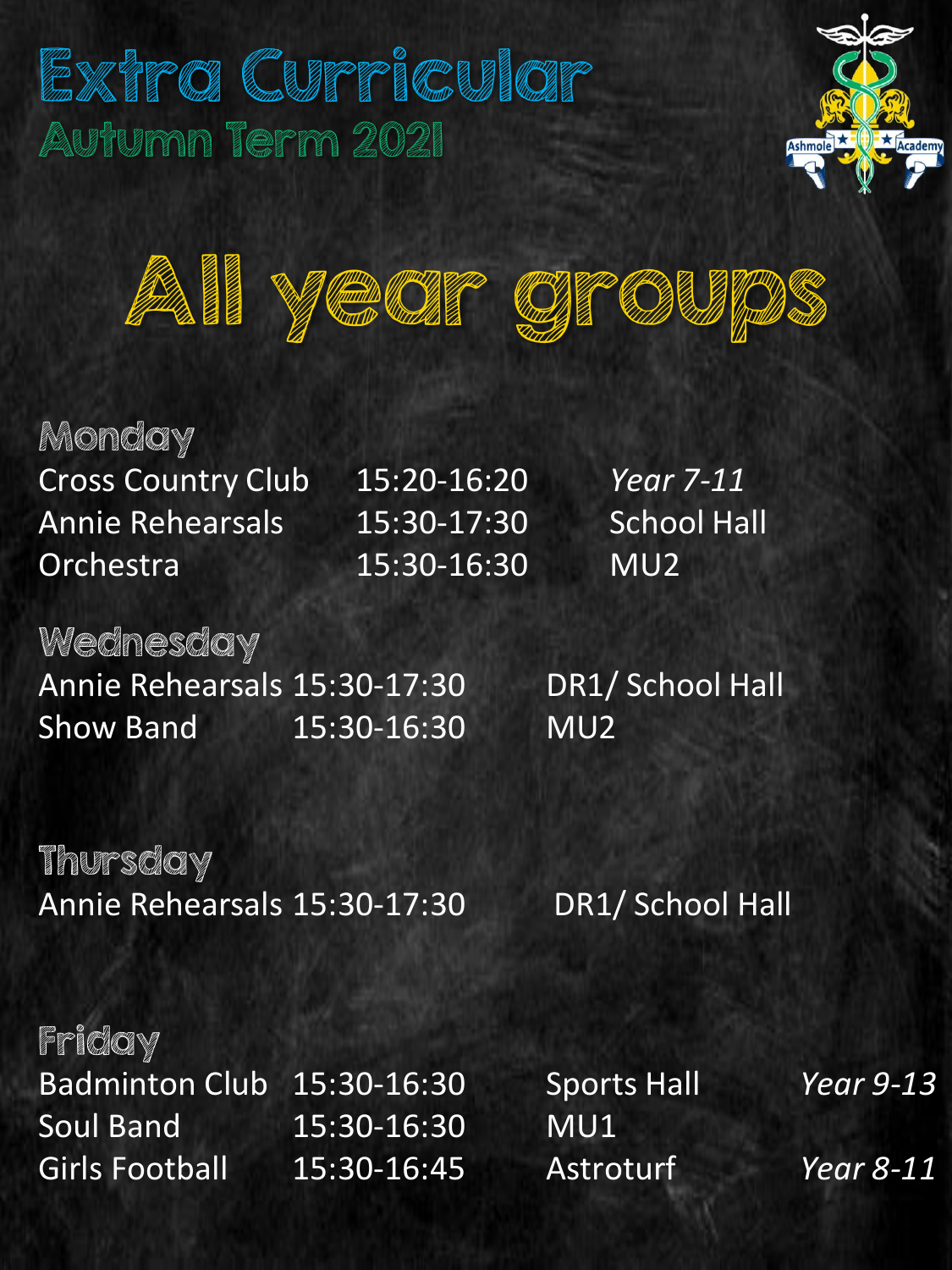# Extra Curricular

## Autumn Term 2021

# All year groups

### Monday

| | | | |
|---|---|---|---|
| Cross Country Club | 15:20-16:20 | *Year 7-11* | |
| Annie Rehearsals | 15:30-17:30 | School Hall | |
| Orchestra | 15:30-16:30 | MU2 | |

### Wednesday

| | | | |
|---|---|---|---|
| Annie Rehearsals | 15:30-17:30 | DR1/ School Hall | |
| Show Band | 15:30-16:30 | MU2 | |

### Thursday

| | | | |
|---|---|---|---|
| Annie Rehearsals | 15:30-17:30 | DR1/ School Hall | |

### Friday

| | | | |
|---|---|---|---|
| Badminton Club | 15:30-16:30 | Sports Hall | *Year 9-13* |
| Soul Band | 15:30-16:30 | MU1 | |
| Girls Football | 15:30-16:45 | Astroturf | *Year 8-11* |